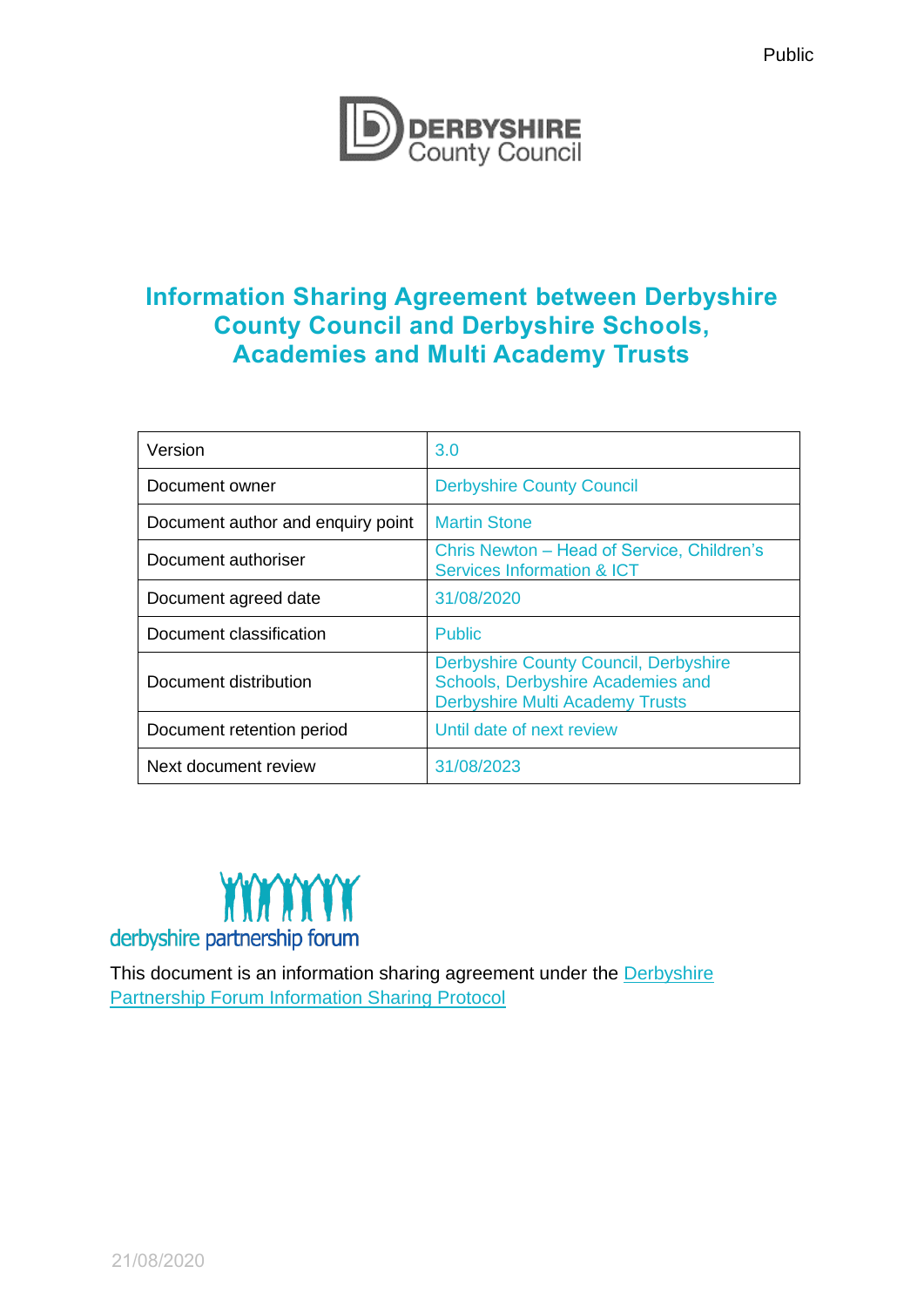Public

# Information Sharing Agreement between Derbyshire County Council and Derbyshire Schools, Academies and Multi Academy Trusts

| Version | 3.0 |
| --- | --- |
| Document owner | Derbyshire County Council |
| Document author and enquiry point | Martin Stone |
| Document authoriser | Chris Newton – Head of Service, Children's Services Information & ICT |
| Document agreed date | 31/08/2020 |
| Document classification | Public |
| Document distribution | Derbyshire County Council, Derbyshire Schools, Derbyshire Academies and Derbyshire Multi Academy Trusts |
| Document retention period | Until date of next review |
| Next document review | 31/08/2023 |

derbyshire partnership forum

This document is an information sharing agreement under the Derbyshire Partnership Forum Information Sharing Protocol

21/08/2020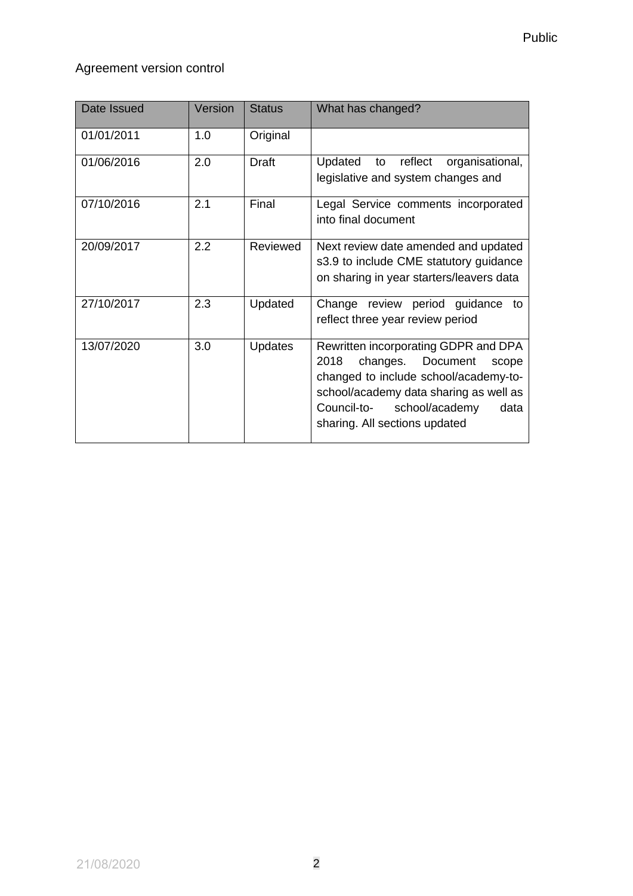Agreement version control

| Date Issued | Version | Status | What has changed? |
|---|---|---|---|
| 01/01/2011 | 1.0 | Original | |
| 01/06/2016 | 2.0 | Draft | Updated to reflect organisational, legislative and system changes and |
| 07/10/2016 | 2.1 | Final | Legal Service comments incorporated into final document |
| 20/09/2017 | 2.2 | Reviewed | Next review date amended and updated s3.9 to include CME statutory guidance on sharing in year starters/leavers data |
| 27/10/2017 | 2.3 | Updated | Change review period guidance to reflect three year review period |
| 13/07/2020 | 3.0 | Updates | Rewritten incorporating GDPR and DPA 2018 changes. Document scope changed to include school/academy-to-school/academy data sharing as well as Council-to- school/academy data sharing. All sections updated |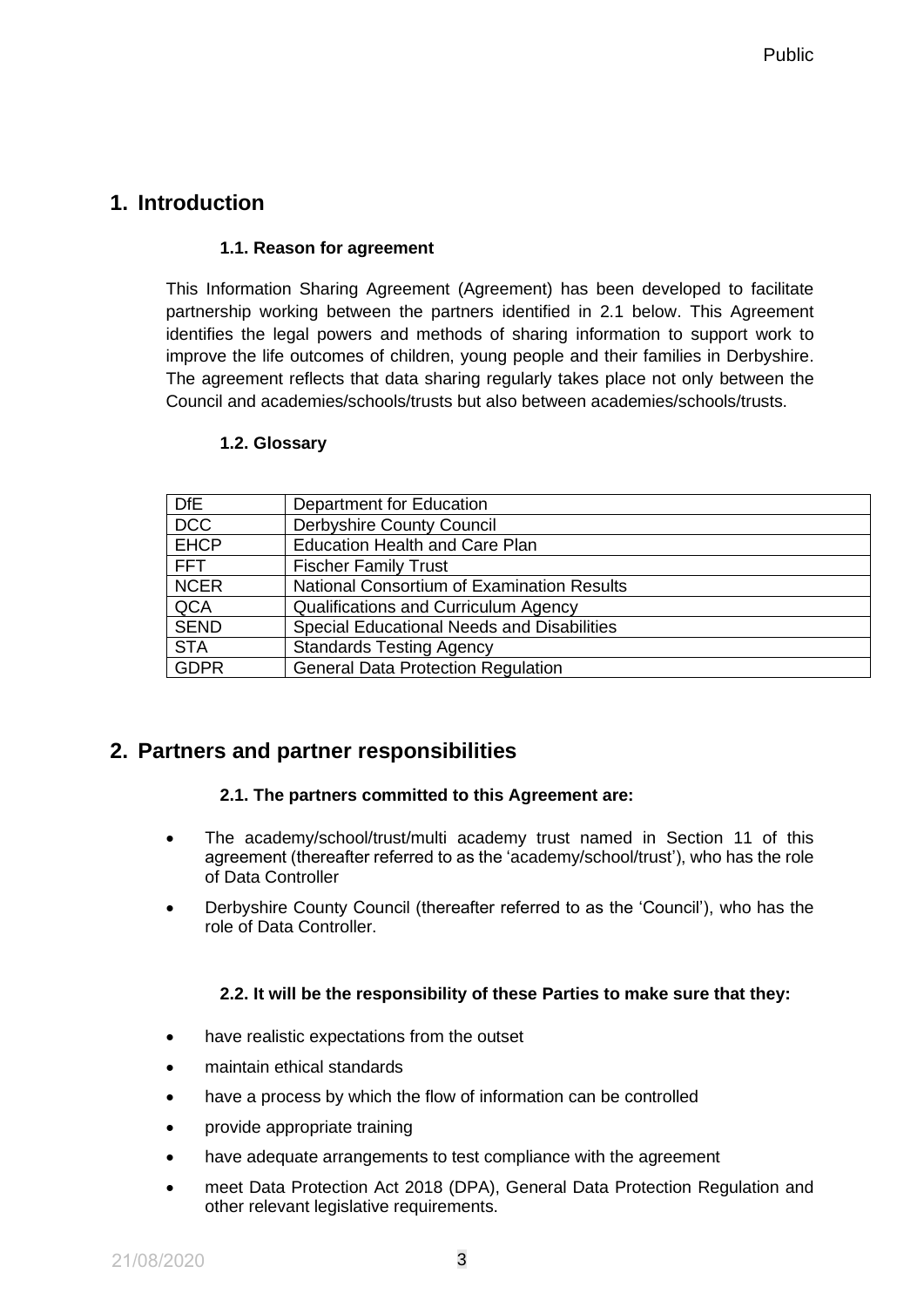# 1. Introduction

### 1.1. Reason for agreement

This Information Sharing Agreement (Agreement) has been developed to facilitate partnership working between the partners identified in 2.1 below. This Agreement identifies the legal powers and methods of sharing information to support work to improve the life outcomes of children, young people and their families in Derbyshire. The agreement reflects that data sharing regularly takes place not only between the Council and academies/schools/trusts but also between academies/schools/trusts.

### 1.2. Glossary

| | |
|---|---|
| DfE | Department for Education |
| DCC | Derbyshire County Council |
| EHCP | Education Health and Care Plan |
| FFT | Fischer Family Trust |
| NCER | National Consortium of Examination Results |
| QCA | Qualifications and Curriculum Agency |
| SEND | Special Educational Needs and Disabilities |
| STA | Standards Testing Agency |
| GDPR | General Data Protection Regulation |

# 2. Partners and partner responsibilities

### 2.1. The partners committed to this Agreement are:

- The academy/school/trust/multi academy trust named in Section 11 of this agreement (thereafter referred to as the 'academy/school/trust'), who has the role of Data Controller
- Derbyshire County Council (thereafter referred to as the 'Council'), who has the role of Data Controller.

### 2.2. It will be the responsibility of these Parties to make sure that they:

- have realistic expectations from the outset
- maintain ethical standards
- have a process by which the flow of information can be controlled
- provide appropriate training
- have adequate arrangements to test compliance with the agreement
- meet Data Protection Act 2018 (DPA), General Data Protection Regulation and other relevant legislative requirements.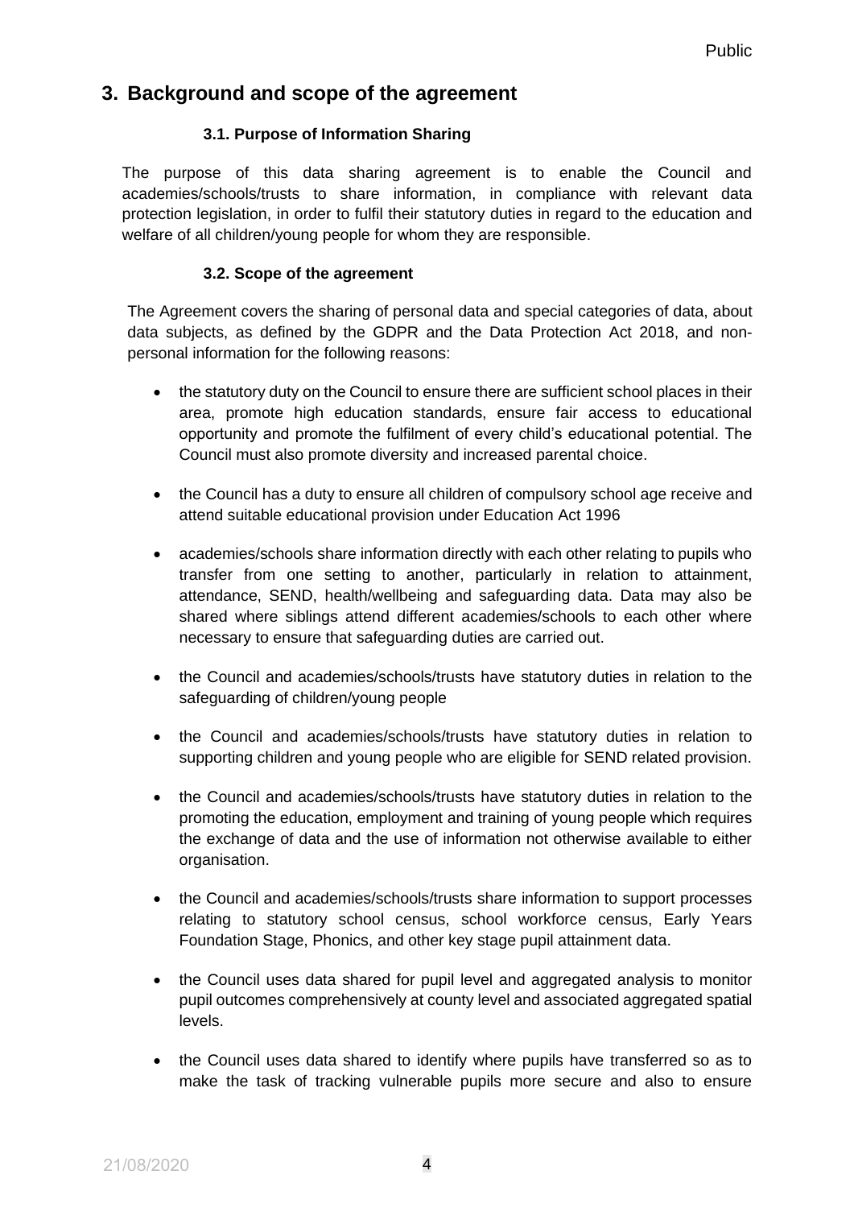## 3. Background and scope of the agreement

### 3.1. Purpose of Information Sharing

The purpose of this data sharing agreement is to enable the Council and academies/schools/trusts to share information, in compliance with relevant data protection legislation, in order to fulfil their statutory duties in regard to the education and welfare of all children/young people for whom they are responsible.

### 3.2. Scope of the agreement

The Agreement covers the sharing of personal data and special categories of data, about data subjects, as defined by the GDPR and the Data Protection Act 2018, and non-personal information for the following reasons:

- the statutory duty on the Council to ensure there are sufficient school places in their area, promote high education standards, ensure fair access to educational opportunity and promote the fulfilment of every child's educational potential. The Council must also promote diversity and increased parental choice.
- the Council has a duty to ensure all children of compulsory school age receive and attend suitable educational provision under Education Act 1996
- academies/schools share information directly with each other relating to pupils who transfer from one setting to another, particularly in relation to attainment, attendance, SEND, health/wellbeing and safeguarding data. Data may also be shared where siblings attend different academies/schools to each other where necessary to ensure that safeguarding duties are carried out.
- the Council and academies/schools/trusts have statutory duties in relation to the safeguarding of children/young people
- the Council and academies/schools/trusts have statutory duties in relation to supporting children and young people who are eligible for SEND related provision.
- the Council and academies/schools/trusts have statutory duties in relation to the promoting the education, employment and training of young people which requires the exchange of data and the use of information not otherwise available to either organisation.
- the Council and academies/schools/trusts share information to support processes relating to statutory school census, school workforce census, Early Years Foundation Stage, Phonics, and other key stage pupil attainment data.
- the Council uses data shared for pupil level and aggregated analysis to monitor pupil outcomes comprehensively at county level and associated aggregated spatial levels.
- the Council uses data shared to identify where pupils have transferred so as to make the task of tracking vulnerable pupils more secure and also to ensure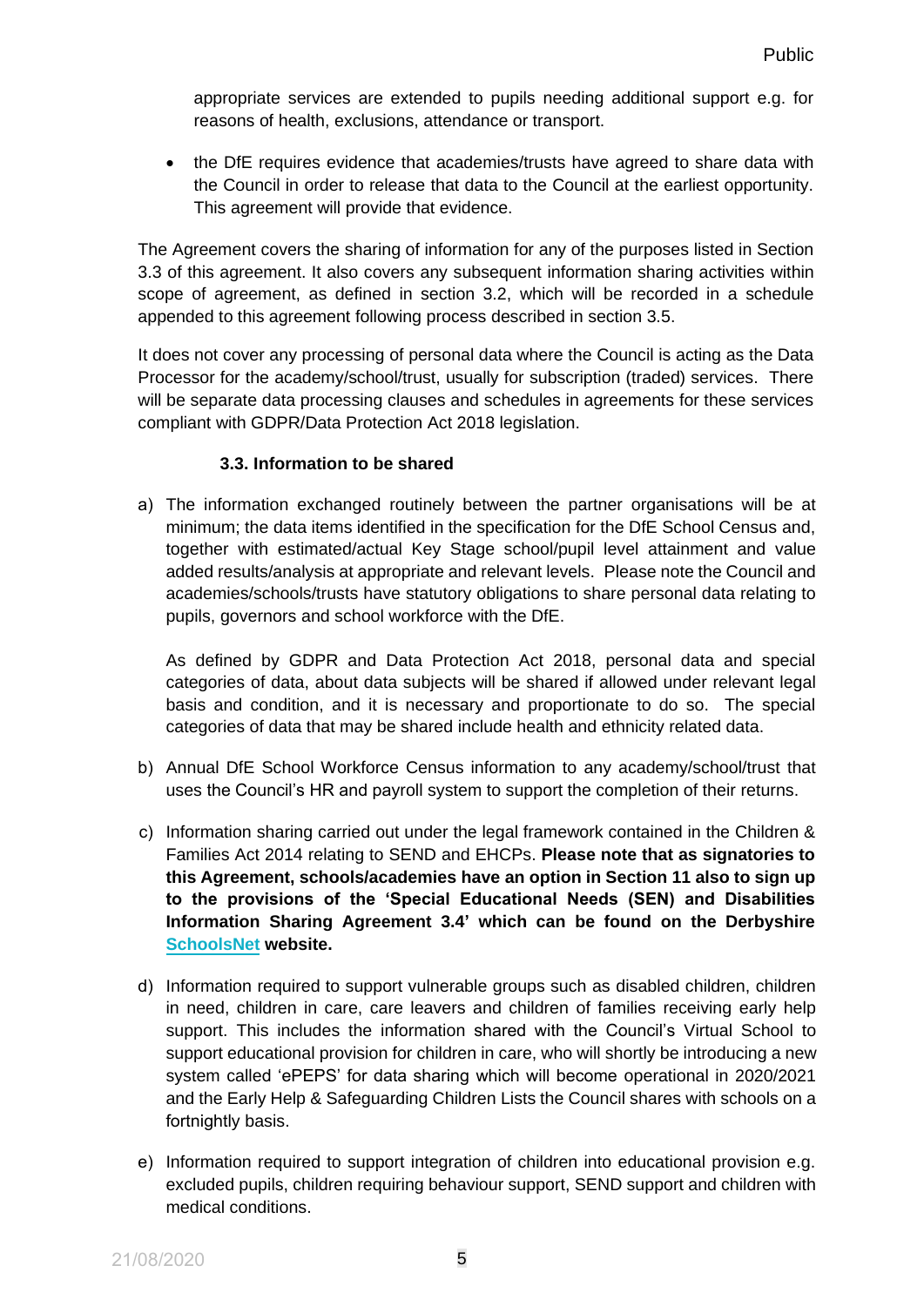appropriate services are extended to pupils needing additional support e.g. for reasons of health, exclusions, attendance or transport.

- the DfE requires evidence that academies/trusts have agreed to share data with the Council in order to release that data to the Council at the earliest opportunity. This agreement will provide that evidence.

The Agreement covers the sharing of information for any of the purposes listed in Section 3.3 of this agreement. It also covers any subsequent information sharing activities within scope of agreement, as defined in section 3.2, which will be recorded in a schedule appended to this agreement following process described in section 3.5.

It does not cover any processing of personal data where the Council is acting as the Data Processor for the academy/school/trust, usually for subscription (traded) services. There will be separate data processing clauses and schedules in agreements for these services compliant with GDPR/Data Protection Act 2018 legislation.

### 3.3. Information to be shared

a) The information exchanged routinely between the partner organisations will be at minimum; the data items identified in the specification for the DfE School Census and, together with estimated/actual Key Stage school/pupil level attainment and value added results/analysis at appropriate and relevant levels. Please note the Council and academies/schools/trusts have statutory obligations to share personal data relating to pupils, governors and school workforce with the DfE.

   As defined by GDPR and Data Protection Act 2018, personal data and special categories of data, about data subjects will be shared if allowed under relevant legal basis and condition, and it is necessary and proportionate to do so. The special categories of data that may be shared include health and ethnicity related data.

b) Annual DfE School Workforce Census information to any academy/school/trust that uses the Council's HR and payroll system to support the completion of their returns.

c) Information sharing carried out under the legal framework contained in the Children & Families Act 2014 relating to SEND and EHCPs. **Please note that as signatories to this Agreement, schools/academies have an option in Section 11 also to sign up to the provisions of the 'Special Educational Needs (SEN) and Disabilities Information Sharing Agreement 3.4' which can be found on the Derbyshire SchoolsNet website.**

d) Information required to support vulnerable groups such as disabled children, children in need, children in care, care leavers and children of families receiving early help support. This includes the information shared with the Council's Virtual School to support educational provision for children in care, who will shortly be introducing a new system called 'ePEPS' for data sharing which will become operational in 2020/2021 and the Early Help & Safeguarding Children Lists the Council shares with schools on a fortnightly basis.

e) Information required to support integration of children into educational provision e.g. excluded pupils, children requiring behaviour support, SEND support and children with medical conditions.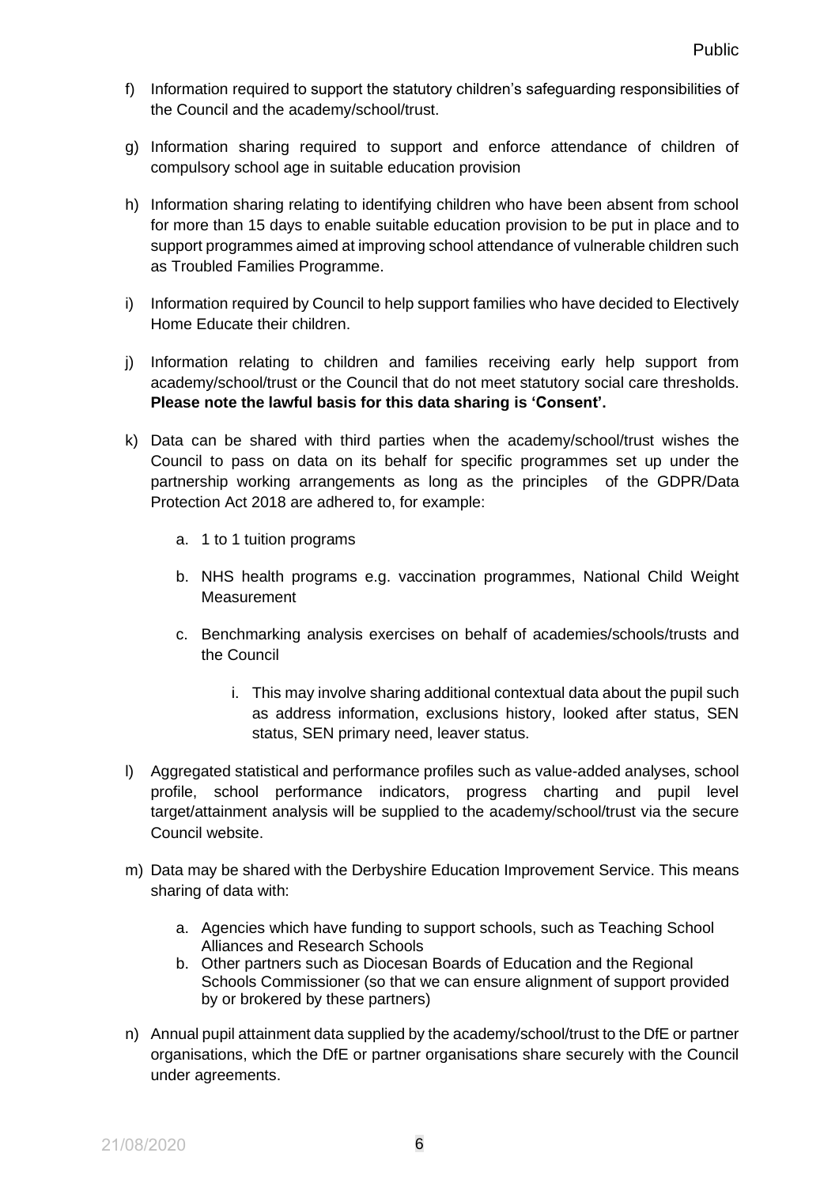f) Information required to support the statutory children's safeguarding responsibilities of the Council and the academy/school/trust.

g) Information sharing required to support and enforce attendance of children of compulsory school age in suitable education provision

h) Information sharing relating to identifying children who have been absent from school for more than 15 days to enable suitable education provision to be put in place and to support programmes aimed at improving school attendance of vulnerable children such as Troubled Families Programme.

i) Information required by Council to help support families who have decided to Electively Home Educate their children.

j) Information relating to children and families receiving early help support from academy/school/trust or the Council that do not meet statutory social care thresholds. **Please note the lawful basis for this data sharing is 'Consent'.**

k) Data can be shared with third parties when the academy/school/trust wishes the Council to pass on data on its behalf for specific programmes set up under the partnership working arrangements as long as the principles of the GDPR/Data Protection Act 2018 are adhered to, for example:

    a. 1 to 1 tuition programs

    b. NHS health programs e.g. vaccination programmes, National Child Weight Measurement

    c. Benchmarking analysis exercises on behalf of academies/schools/trusts and the Council

        i. This may involve sharing additional contextual data about the pupil such as address information, exclusions history, looked after status, SEN status, SEN primary need, leaver status.

l) Aggregated statistical and performance profiles such as value-added analyses, school profile, school performance indicators, progress charting and pupil level target/attainment analysis will be supplied to the academy/school/trust via the secure Council website.

m) Data may be shared with the Derbyshire Education Improvement Service. This means sharing of data with:

    a. Agencies which have funding to support schools, such as Teaching School Alliances and Research Schools
    b. Other partners such as Diocesan Boards of Education and the Regional Schools Commissioner (so that we can ensure alignment of support provided by or brokered by these partners)

n) Annual pupil attainment data supplied by the academy/school/trust to the DfE or partner organisations, which the DfE or partner organisations share securely with the Council under agreements.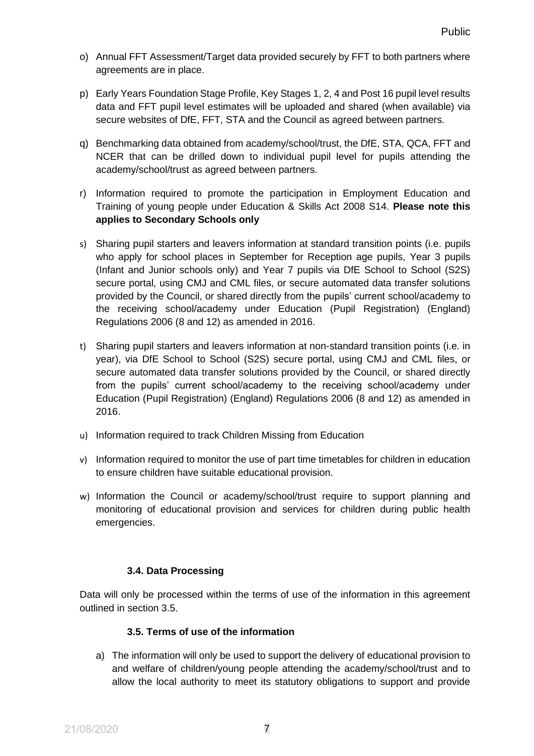o) Annual FFT Assessment/Target data provided securely by FFT to both partners where agreements are in place.

p) Early Years Foundation Stage Profile, Key Stages 1, 2, 4 and Post 16 pupil level results data and FFT pupil level estimates will be uploaded and shared (when available) via secure websites of DfE, FFT, STA and the Council as agreed between partners.

q) Benchmarking data obtained from academy/school/trust, the DfE, STA, QCA, FFT and NCER that can be drilled down to individual pupil level for pupils attending the academy/school/trust as agreed between partners.

r) Information required to promote the participation in Employment Education and Training of young people under Education & Skills Act 2008 S14. **Please note this applies to Secondary Schools only**

s) Sharing pupil starters and leavers information at standard transition points (i.e. pupils who apply for school places in September for Reception age pupils, Year 3 pupils (Infant and Junior schools only) and Year 7 pupils via DfE School to School (S2S) secure portal, using CMJ and CML files, or secure automated data transfer solutions provided by the Council, or shared directly from the pupils' current school/academy to the receiving school/academy under Education (Pupil Registration) (England) Regulations 2006 (8 and 12) as amended in 2016.

t) Sharing pupil starters and leavers information at non-standard transition points (i.e. in year), via DfE School to School (S2S) secure portal, using CMJ and CML files, or secure automated data transfer solutions provided by the Council, or shared directly from the pupils' current school/academy to the receiving school/academy under Education (Pupil Registration) (England) Regulations 2006 (8 and 12) as amended in 2016.

u) Information required to track Children Missing from Education

v) Information required to monitor the use of part time timetables for children in education to ensure children have suitable educational provision.

w) Information the Council or academy/school/trust require to support planning and monitoring of educational provision and services for children during public health emergencies.

### 3.4. Data Processing

Data will only be processed within the terms of use of the information in this agreement outlined in section 3.5.

### 3.5. Terms of use of the information

a) The information will only be used to support the delivery of educational provision to and welfare of children/young people attending the academy/school/trust and to allow the local authority to meet its statutory obligations to support and provide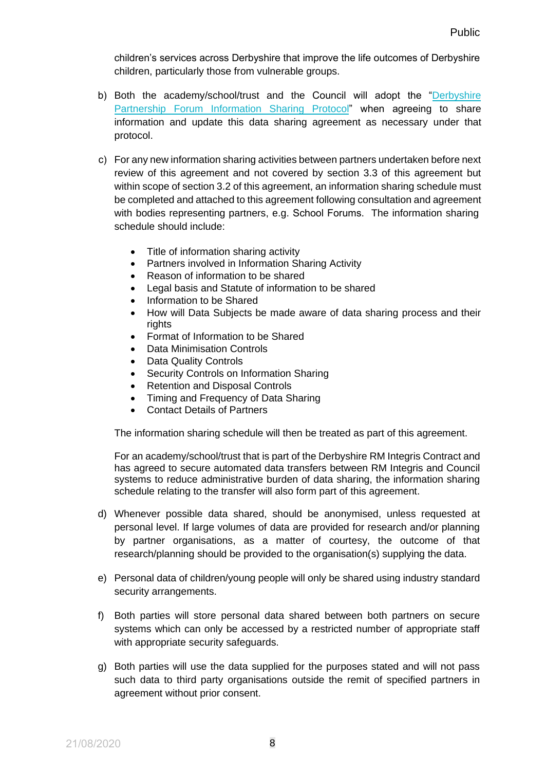children's services across Derbyshire that improve the life outcomes of Derbyshire children, particularly those from vulnerable groups.

b) Both the academy/school/trust and the Council will adopt the "Derbyshire Partnership Forum Information Sharing Protocol" when agreeing to share information and update this data sharing agreement as necessary under that protocol.

c) For any new information sharing activities between partners undertaken before next review of this agreement and not covered by section 3.3 of this agreement but within scope of section 3.2 of this agreement, an information sharing schedule must be completed and attached to this agreement following consultation and agreement with bodies representing partners, e.g. School Forums. The information sharing schedule should include:

   - Title of information sharing activity
   - Partners involved in Information Sharing Activity
   - Reason of information to be shared
   - Legal basis and Statute of information to be shared
   - Information to be Shared
   - How will Data Subjects be made aware of data sharing process and their rights
   - Format of Information to be Shared
   - Data Minimisation Controls
   - Data Quality Controls
   - Security Controls on Information Sharing
   - Retention and Disposal Controls
   - Timing and Frequency of Data Sharing
   - Contact Details of Partners

   The information sharing schedule will then be treated as part of this agreement.

   For an academy/school/trust that is part of the Derbyshire RM Integris Contract and has agreed to secure automated data transfers between RM Integris and Council systems to reduce administrative burden of data sharing, the information sharing schedule relating to the transfer will also form part of this agreement.

d) Whenever possible data shared, should be anonymised, unless requested at personal level. If large volumes of data are provided for research and/or planning by partner organisations, as a matter of courtesy, the outcome of that research/planning should be provided to the organisation(s) supplying the data.

e) Personal data of children/young people will only be shared using industry standard security arrangements.

f) Both parties will store personal data shared between both partners on secure systems which can only be accessed by a restricted number of appropriate staff with appropriate security safeguards.

g) Both parties will use the data supplied for the purposes stated and will not pass such data to third party organisations outside the remit of specified partners in agreement without prior consent.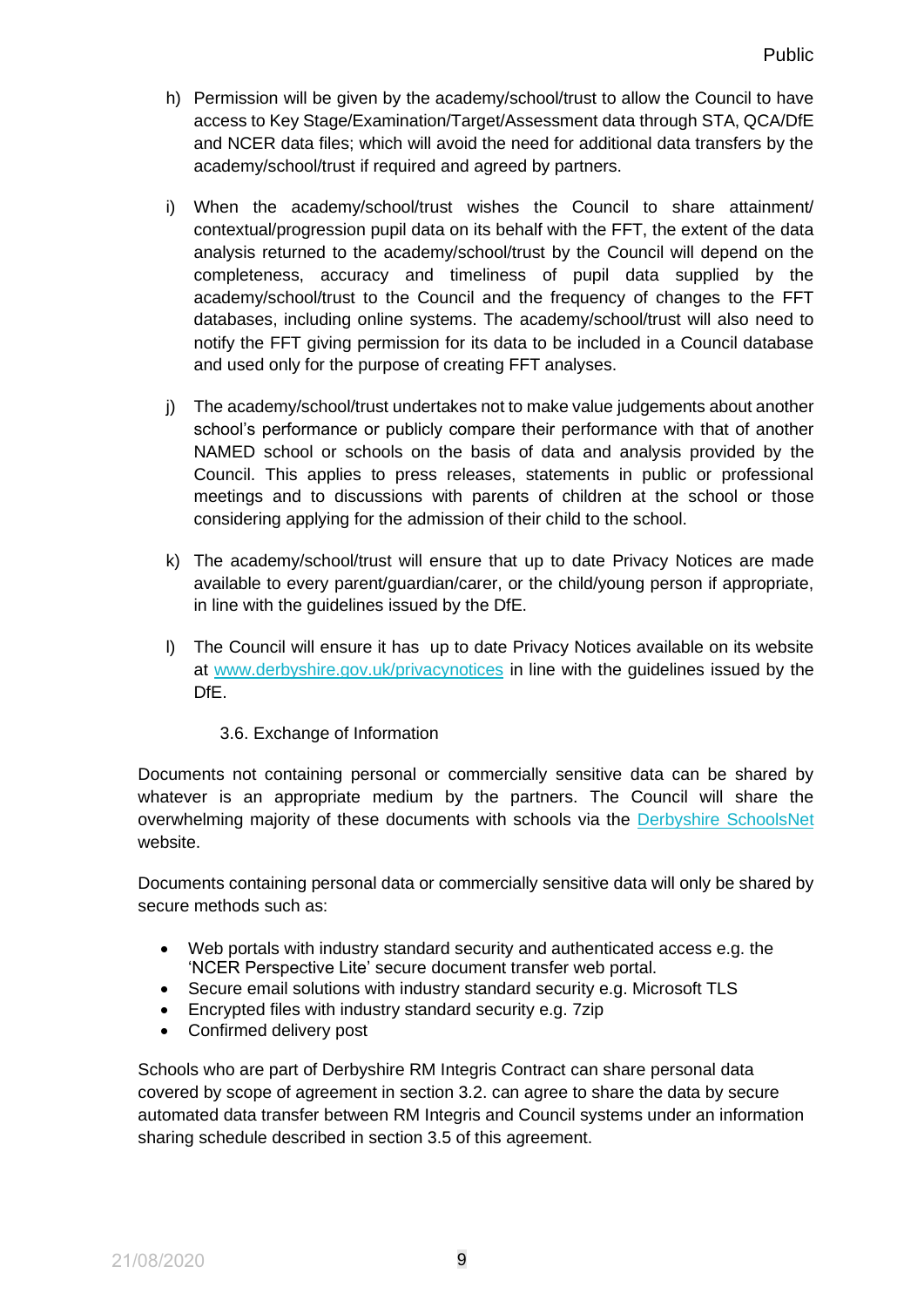h) Permission will be given by the academy/school/trust to allow the Council to have access to Key Stage/Examination/Target/Assessment data through STA, QCA/DfE and NCER data files; which will avoid the need for additional data transfers by the academy/school/trust if required and agreed by partners.

i) When the academy/school/trust wishes the Council to share attainment/ contextual/progression pupil data on its behalf with the FFT, the extent of the data analysis returned to the academy/school/trust by the Council will depend on the completeness, accuracy and timeliness of pupil data supplied by the academy/school/trust to the Council and the frequency of changes to the FFT databases, including online systems. The academy/school/trust will also need to notify the FFT giving permission for its data to be included in a Council database and used only for the purpose of creating FFT analyses.

j) The academy/school/trust undertakes not to make value judgements about another school's performance or publicly compare their performance with that of another NAMED school or schools on the basis of data and analysis provided by the Council. This applies to press releases, statements in public or professional meetings and to discussions with parents of children at the school or those considering applying for the admission of their child to the school.

k) The academy/school/trust will ensure that up to date Privacy Notices are made available to every parent/guardian/carer, or the child/young person if appropriate, in line with the guidelines issued by the DfE.

l) The Council will ensure it has up to date Privacy Notices available on its website at [www.derbyshire.gov.uk/privacynotices](http://www.derbyshire.gov.uk/privacynotices) in line with the guidelines issued by the DfE.

### 3.6. Exchange of Information

Documents not containing personal or commercially sensitive data can be shared by whatever is an appropriate medium by the partners. The Council will share the overwhelming majority of these documents with schools via the Derbyshire SchoolsNet website.

Documents containing personal data or commercially sensitive data will only be shared by secure methods such as:

- Web portals with industry standard security and authenticated access e.g. the 'NCER Perspective Lite' secure document transfer web portal.
- Secure email solutions with industry standard security e.g. Microsoft TLS
- Encrypted files with industry standard security e.g. 7zip
- Confirmed delivery post

Schools who are part of Derbyshire RM Integris Contract can share personal data covered by scope of agreement in section 3.2. can agree to share the data by secure automated data transfer between RM Integris and Council systems under an information sharing schedule described in section 3.5 of this agreement.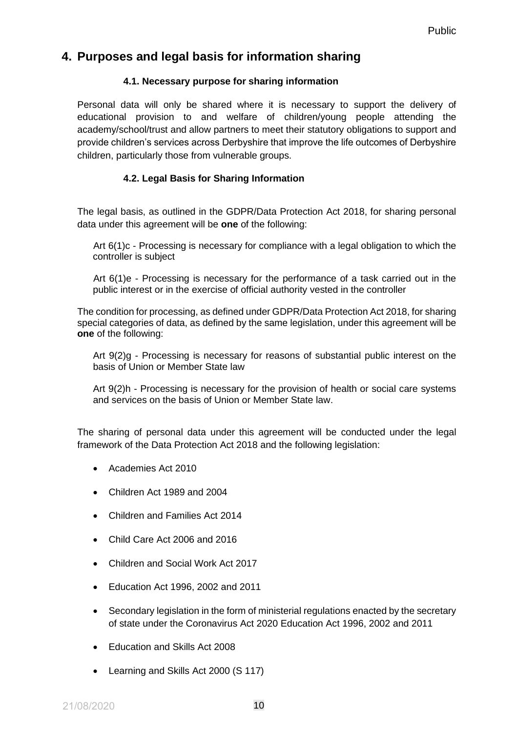## 4. Purposes and legal basis for information sharing

### 4.1. Necessary purpose for sharing information

Personal data will only be shared where it is necessary to support the delivery of educational provision to and welfare of children/young people attending the academy/school/trust and allow partners to meet their statutory obligations to support and provide children's services across Derbyshire that improve the life outcomes of Derbyshire children, particularly those from vulnerable groups.

### 4.2. Legal Basis for Sharing Information

The legal basis, as outlined in the GDPR/Data Protection Act 2018, for sharing personal data under this agreement will be **one** of the following:

Art 6(1)c - Processing is necessary for compliance with a legal obligation to which the controller is subject

Art 6(1)e - Processing is necessary for the performance of a task carried out in the public interest or in the exercise of official authority vested in the controller

The condition for processing, as defined under GDPR/Data Protection Act 2018, for sharing special categories of data, as defined by the same legislation, under this agreement will be **one** of the following:

Art 9(2)g - Processing is necessary for reasons of substantial public interest on the basis of Union or Member State law

Art 9(2)h - Processing is necessary for the provision of health or social care systems and services on the basis of Union or Member State law.

The sharing of personal data under this agreement will be conducted under the legal framework of the Data Protection Act 2018 and the following legislation:

- Academies Act 2010
- Children Act 1989 and 2004
- Children and Families Act 2014
- Child Care Act 2006 and 2016
- Children and Social Work Act 2017
- Education Act 1996, 2002 and 2011
- Secondary legislation in the form of ministerial regulations enacted by the secretary of state under the Coronavirus Act 2020 Education Act 1996, 2002 and 2011
- Education and Skills Act 2008
- Learning and Skills Act 2000 (S 117)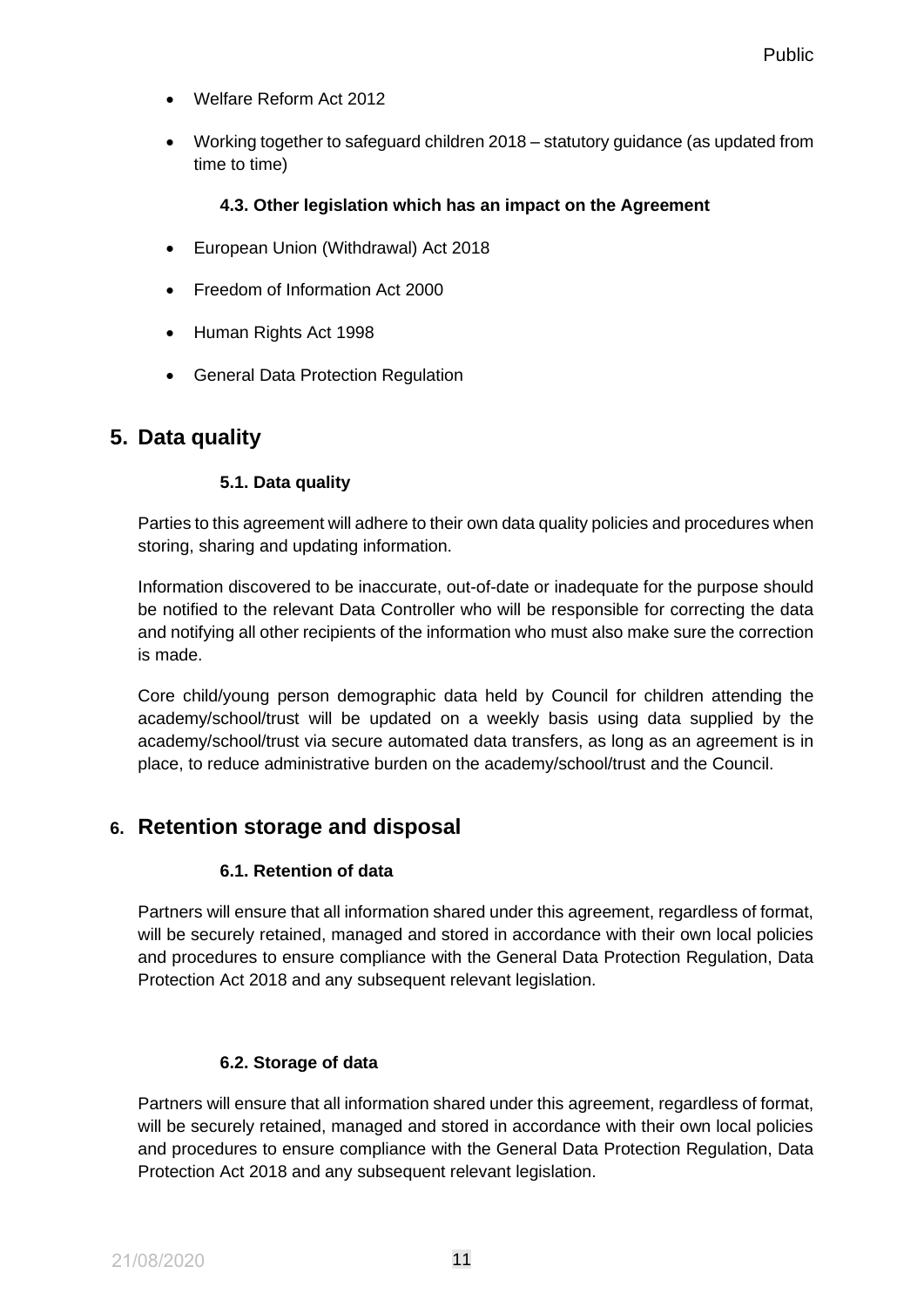- Welfare Reform Act 2012
- Working together to safeguard children 2018 – statutory guidance (as updated from time to time)

### 4.3. Other legislation which has an impact on the Agreement

- European Union (Withdrawal) Act 2018
- Freedom of Information Act 2000
- Human Rights Act 1998
- General Data Protection Regulation

## 5. Data quality

### 5.1. Data quality

Parties to this agreement will adhere to their own data quality policies and procedures when storing, sharing and updating information.

Information discovered to be inaccurate, out-of-date or inadequate for the purpose should be notified to the relevant Data Controller who will be responsible for correcting the data and notifying all other recipients of the information who must also make sure the correction is made.

Core child/young person demographic data held by Council for children attending the academy/school/trust will be updated on a weekly basis using data supplied by the academy/school/trust via secure automated data transfers, as long as an agreement is in place, to reduce administrative burden on the academy/school/trust and the Council.

## 6. Retention storage and disposal

### 6.1. Retention of data

Partners will ensure that all information shared under this agreement, regardless of format, will be securely retained, managed and stored in accordance with their own local policies and procedures to ensure compliance with the General Data Protection Regulation, Data Protection Act 2018 and any subsequent relevant legislation.

### 6.2. Storage of data

Partners will ensure that all information shared under this agreement, regardless of format, will be securely retained, managed and stored in accordance with their own local policies and procedures to ensure compliance with the General Data Protection Regulation, Data Protection Act 2018 and any subsequent relevant legislation.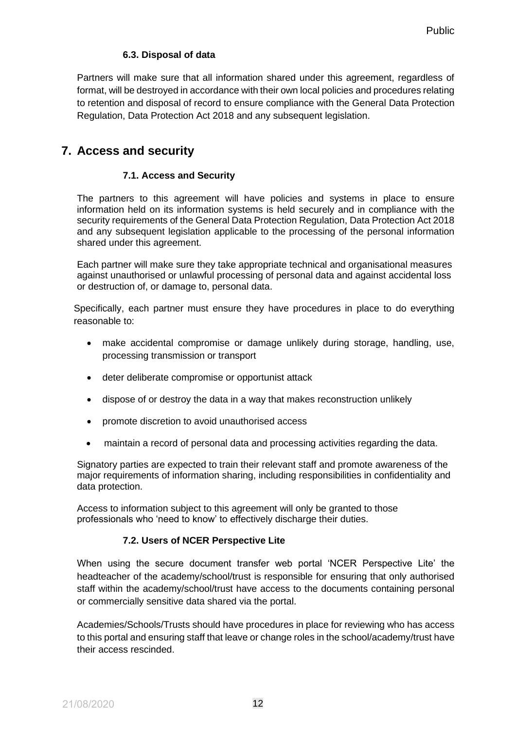### 6.3. Disposal of data

Partners will make sure that all information shared under this agreement, regardless of format, will be destroyed in accordance with their own local policies and procedures relating to retention and disposal of record to ensure compliance with the General Data Protection Regulation, Data Protection Act 2018 and any subsequent legislation.

## 7. Access and security

### 7.1. Access and Security

The partners to this agreement will have policies and systems in place to ensure information held on its information systems is held securely and in compliance with the security requirements of the General Data Protection Regulation, Data Protection Act 2018 and any subsequent legislation applicable to the processing of the personal information shared under this agreement.

Each partner will make sure they take appropriate technical and organisational measures against unauthorised or unlawful processing of personal data and against accidental loss or destruction of, or damage to, personal data.

Specifically, each partner must ensure they have procedures in place to do everything reasonable to:

- make accidental compromise or damage unlikely during storage, handling, use, processing transmission or transport
- deter deliberate compromise or opportunist attack
- dispose of or destroy the data in a way that makes reconstruction unlikely
- promote discretion to avoid unauthorised access
- maintain a record of personal data and processing activities regarding the data.

Signatory parties are expected to train their relevant staff and promote awareness of the major requirements of information sharing, including responsibilities in confidentiality and data protection.

Access to information subject to this agreement will only be granted to those professionals who 'need to know' to effectively discharge their duties.

### 7.2. Users of NCER Perspective Lite

When using the secure document transfer web portal 'NCER Perspective Lite' the headteacher of the academy/school/trust is responsible for ensuring that only authorised staff within the academy/school/trust have access to the documents containing personal or commercially sensitive data shared via the portal.

Academies/Schools/Trusts should have procedures in place for reviewing who has access to this portal and ensuring staff that leave or change roles in the school/academy/trust have their access rescinded.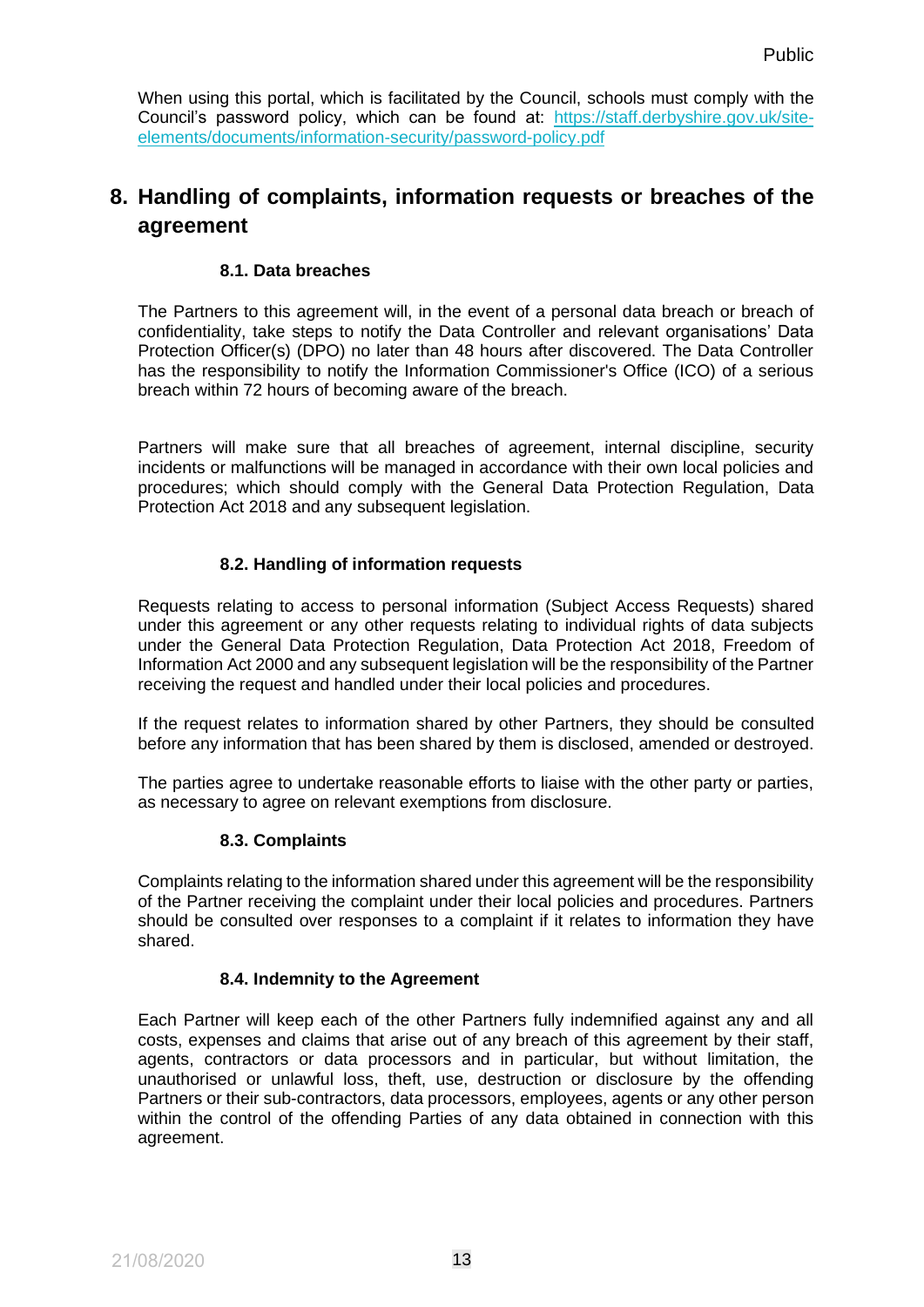When using this portal, which is facilitated by the Council, schools must comply with the Council's password policy, which can be found at: [https://staff.derbyshire.gov.uk/site-elements/documents/information-security/password-policy.pdf](https://staff.derbyshire.gov.uk/site-elements/documents/information-security/password-policy.pdf)

# 8. Handling of complaints, information requests or breaches of the agreement

### 8.1. Data breaches

The Partners to this agreement will, in the event of a personal data breach or breach of confidentiality, take steps to notify the Data Controller and relevant organisations' Data Protection Officer(s) (DPO) no later than 48 hours after discovered. The Data Controller has the responsibility to notify the Information Commissioner's Office (ICO) of a serious breach within 72 hours of becoming aware of the breach.

Partners will make sure that all breaches of agreement, internal discipline, security incidents or malfunctions will be managed in accordance with their own local policies and procedures; which should comply with the General Data Protection Regulation, Data Protection Act 2018 and any subsequent legislation.

### 8.2. Handling of information requests

Requests relating to access to personal information (Subject Access Requests) shared under this agreement or any other requests relating to individual rights of data subjects under the General Data Protection Regulation, Data Protection Act 2018, Freedom of Information Act 2000 and any subsequent legislation will be the responsibility of the Partner receiving the request and handled under their local policies and procedures.

If the request relates to information shared by other Partners, they should be consulted before any information that has been shared by them is disclosed, amended or destroyed.

The parties agree to undertake reasonable efforts to liaise with the other party or parties, as necessary to agree on relevant exemptions from disclosure.

### 8.3. Complaints

Complaints relating to the information shared under this agreement will be the responsibility of the Partner receiving the complaint under their local policies and procedures. Partners should be consulted over responses to a complaint if it relates to information they have shared.

### 8.4. Indemnity to the Agreement

Each Partner will keep each of the other Partners fully indemnified against any and all costs, expenses and claims that arise out of any breach of this agreement by their staff, agents, contractors or data processors and in particular, but without limitation, the unauthorised or unlawful loss, theft, use, destruction or disclosure by the offending Partners or their sub-contractors, data processors, employees, agents or any other person within the control of the offending Parties of any data obtained in connection with this agreement.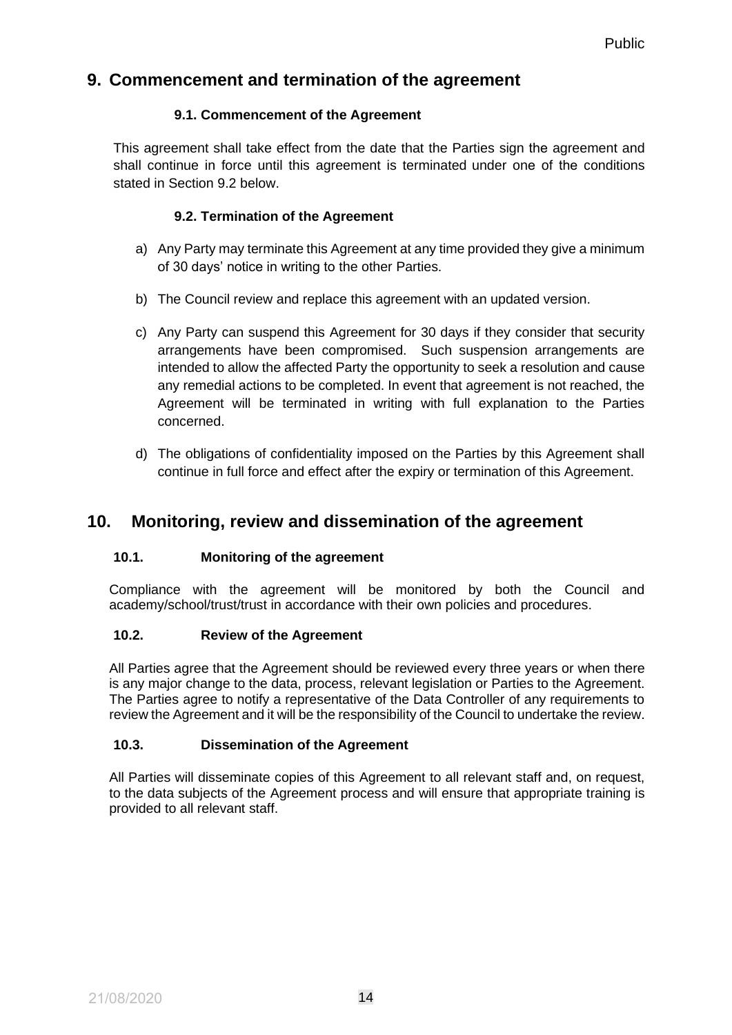## 9. Commencement and termination of the agreement

### 9.1. Commencement of the Agreement

This agreement shall take effect from the date that the Parties sign the agreement and shall continue in force until this agreement is terminated under one of the conditions stated in Section 9.2 below.

### 9.2. Termination of the Agreement

a) Any Party may terminate this Agreement at any time provided they give a minimum of 30 days' notice in writing to the other Parties.

b) The Council review and replace this agreement with an updated version.

c) Any Party can suspend this Agreement for 30 days if they consider that security arrangements have been compromised. Such suspension arrangements are intended to allow the affected Party the opportunity to seek a resolution and cause any remedial actions to be completed. In event that agreement is not reached, the Agreement will be terminated in writing with full explanation to the Parties concerned.

d) The obligations of confidentiality imposed on the Parties by this Agreement shall continue in full force and effect after the expiry or termination of this Agreement.

## 10. Monitoring, review and dissemination of the agreement

### 10.1. Monitoring of the agreement

Compliance with the agreement will be monitored by both the Council and academy/school/trust/trust in accordance with their own policies and procedures.

### 10.2. Review of the Agreement

All Parties agree that the Agreement should be reviewed every three years or when there is any major change to the data, process, relevant legislation or Parties to the Agreement. The Parties agree to notify a representative of the Data Controller of any requirements to review the Agreement and it will be the responsibility of the Council to undertake the review.

### 10.3. Dissemination of the Agreement

All Parties will disseminate copies of this Agreement to all relevant staff and, on request, to the data subjects of the Agreement process and will ensure that appropriate training is provided to all relevant staff.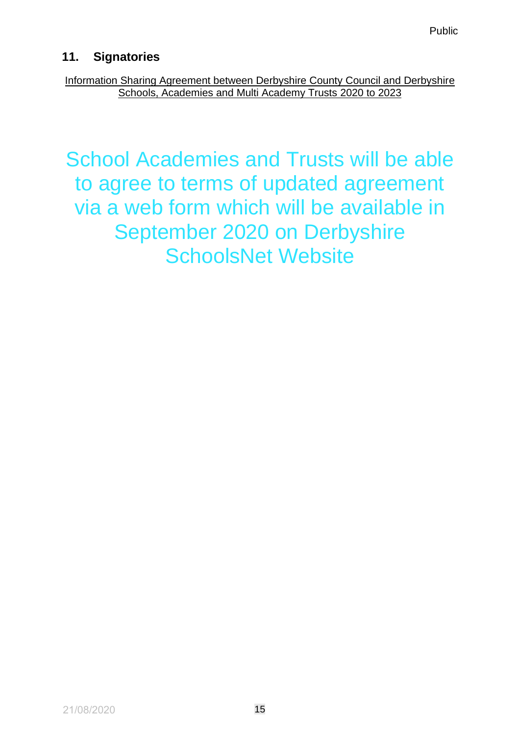## 11. Signatories

Information Sharing Agreement between Derbyshire County Council and Derbyshire Schools, Academies and Multi Academy Trusts 2020 to 2023

School Academies and Trusts will be able to agree to terms of updated agreement via a web form which will be available in September 2020 on Derbyshire SchoolsNet Website